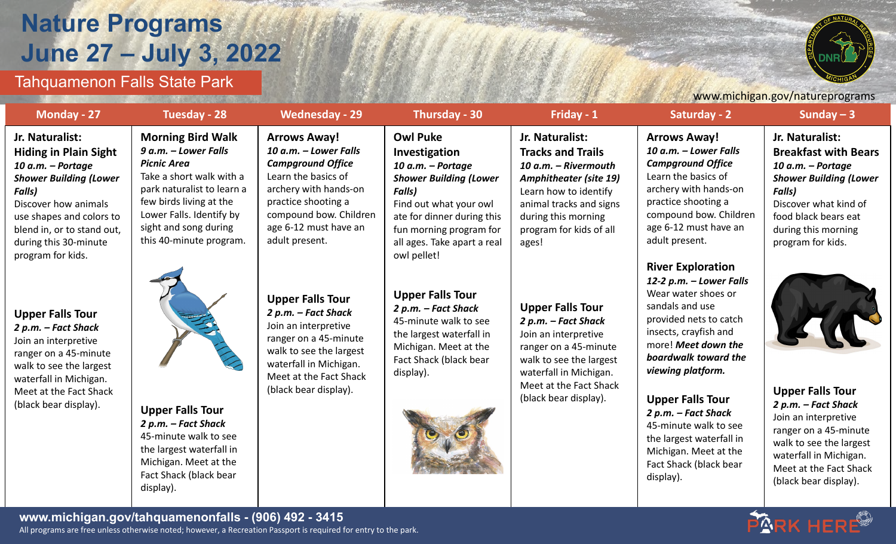# Nature Programs
# June 27 – July 3, 2022

## Tahquamenon Falls State Park

www.michigan.gov/natureprograms

## Monday - 27

### Jr. Naturalist: Hiding in Plain Sight

***10 a.m. – Portage Shower Building (Lower Falls)***

Discover how animals use shapes and colors to blend in, or to stand out, during this 30-minute program for kids.

### Upper Falls Tour

***2 p.m. – Fact Shack***

Join an interpretive ranger on a 45-minute walk to see the largest waterfall in Michigan. Meet at the Fact Shack (black bear display).

## Tuesday - 28

### Morning Bird Walk

***9 a.m. – Lower Falls Picnic Area***

Take a short walk with a park naturalist to learn a few birds living at the Lower Falls. Identify by sight and song during this 40-minute program.

### Upper Falls Tour

***2 p.m. – Fact Shack***

45-minute walk to see the largest waterfall in Michigan. Meet at the Fact Shack (black bear display).

## Wednesday - 29

### Arrows Away!

***10 a.m. – Lower Falls Campground Office***

Learn the basics of archery with hands-on practice shooting a compound bow. Children age 6-12 must have an adult present.

### Upper Falls Tour

***2 p.m. – Fact Shack***

Join an interpretive ranger on a 45-minute walk to see the largest waterfall in Michigan. Meet at the Fact Shack (black bear display).

## Thursday - 30

### Owl Puke Investigation

***10 a.m. – Portage Shower Building (Lower Falls)***

Find out what your owl ate for dinner during this fun morning program for all ages. Take apart a real owl pellet!

### Upper Falls Tour

***2 p.m. – Fact Shack***

45-minute walk to see the largest waterfall in Michigan. Meet at the Fact Shack (black bear display).

## Friday - 1

### Jr. Naturalist: Tracks and Trails

***10 a.m. – Rivermouth Amphitheater (site 19)***

Learn how to identify animal tracks and signs during this morning program for kids of all ages!

### Upper Falls Tour

***2 p.m. – Fact Shack***

Join an interpretive ranger on a 45-minute walk to see the largest waterfall in Michigan. Meet at the Fact Shack (black bear display).

## Saturday - 2

### Arrows Away!

***10 a.m. – Lower Falls Campground Office***

Learn the basics of archery with hands-on practice shooting a compound bow. Children age 6-12 must have an adult present.

### River Exploration

***12-2 p.m. – Lower Falls***

Wear water shoes or sandals and use provided nets to catch insects, crayfish and more! ***Meet down the boardwalk toward the viewing platform.***

### Upper Falls Tour

***2 p.m. – Fact Shack***

45-minute walk to see the largest waterfall in Michigan. Meet at the Fact Shack (black bear display).

## Sunday – 3

### Jr. Naturalist: Breakfast with Bears

***10 a.m. – Portage Shower Building (Lower Falls)***

Discover what kind of food black bears eat during this morning program for kids.

### Upper Falls Tour

***2 p.m. – Fact Shack***

Join an interpretive ranger on a 45-minute walk to see the largest waterfall in Michigan. Meet at the Fact Shack (black bear display).

---

**www.michigan.gov/tahquamenonfalls - (906) 492 - 3415**

All programs are free unless otherwise noted; however, a Recreation Passport is required for entry to the park.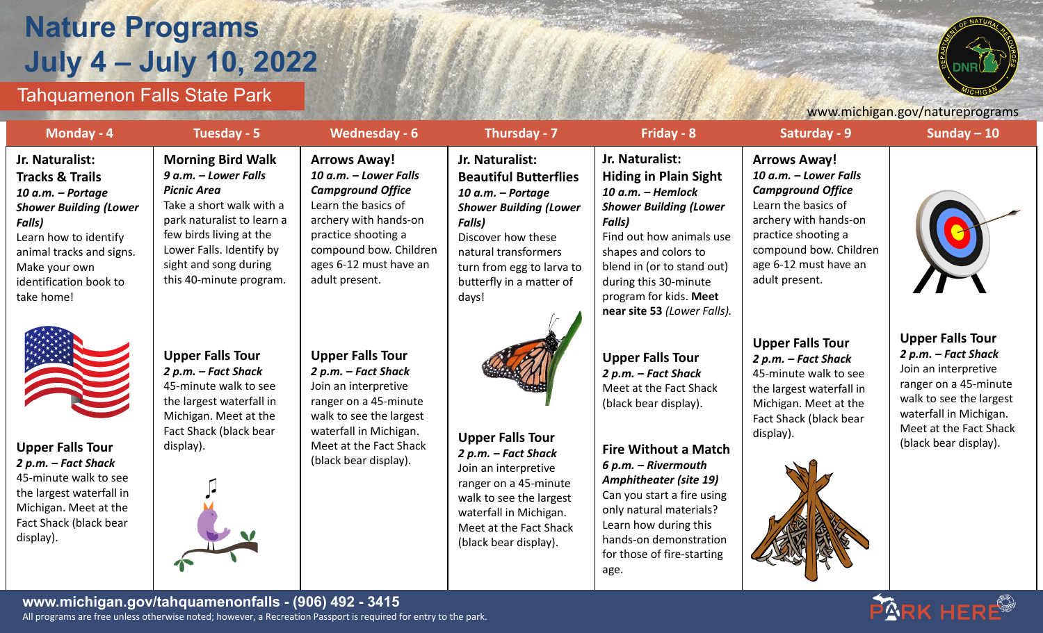# Nature Programs
# July 4 – July 10, 2022

## Tahquamenon Falls State Park

www.michigan.gov/natureprograms

## Monday - 4

**Jr. Naturalist: Tracks & Trails**
***10 a.m. – Portage Shower Building (Lower Falls)***
Learn how to identify animal tracks and signs. Make your own identification book to take home!

**Upper Falls Tour**
***2 p.m. – Fact Shack***
45-minute walk to see the largest waterfall in Michigan. Meet at the Fact Shack (black bear display).

## Tuesday - 5

**Morning Bird Walk**
***9 a.m. – Lower Falls Picnic Area***
Take a short walk with a park naturalist to learn a few birds living at the Lower Falls. Identify by sight and song during this 40-minute program.

**Upper Falls Tour**
***2 p.m. – Fact Shack***
45-minute walk to see the largest waterfall in Michigan. Meet at the Fact Shack (black bear display).

## Wednesday - 6

**Arrows Away!**
***10 a.m. – Lower Falls Campground Office***
Learn the basics of archery with hands-on practice shooting a compound bow. Children ages 6-12 must have an adult present.

**Upper Falls Tour**
***2 p.m. – Fact Shack***
Join an interpretive ranger on a 45-minute walk to see the largest waterfall in Michigan. Meet at the Fact Shack (black bear display).

## Thursday - 7

**Jr. Naturalist: Beautiful Butterflies**
***10 a.m. – Portage Shower Building (Lower Falls)***
Discover how these natural transformers turn from egg to larva to butterfly in a matter of days!

**Upper Falls Tour**
***2 p.m. – Fact Shack***
Join an interpretive ranger on a 45-minute walk to see the largest waterfall in Michigan. Meet at the Fact Shack (black bear display).

## Friday - 8

**Jr. Naturalist: Hiding in Plain Sight**
***10 a.m. – Hemlock Shower Building (Lower Falls)***
Find out how animals use shapes and colors to blend in (or to stand out) during this 30-minute program for kids. **Meet near site 53** *(Lower Falls).*

**Upper Falls Tour**
***2 p.m. – Fact Shack***
Meet at the Fact Shack (black bear display).

**Fire Without a Match**
***6 p.m. – Rivermouth Amphitheater (site 19)***
Can you start a fire using only natural materials? Learn how during this hands-on demonstration for those of fire-starting age.

## Saturday - 9

**Arrows Away!**
***10 a.m. – Lower Falls Campground Office***
Learn the basics of archery with hands-on practice shooting a compound bow. Children age 6-12 must have an adult present.

**Upper Falls Tour**
***2 p.m. – Fact Shack***
45-minute walk to see the largest waterfall in Michigan. Meet at the Fact Shack (black bear display).

## Sunday – 10

**Upper Falls Tour**
***2 p.m. – Fact Shack***
Join an interpretive ranger on a 45-minute walk to see the largest waterfall in Michigan. Meet at the Fact Shack (black bear display).

---

**www.michigan.gov/tahquamenonfalls - (906) 492 - 3415**

All programs are free unless otherwise noted; however, a Recreation Passport is required for entry to the park.